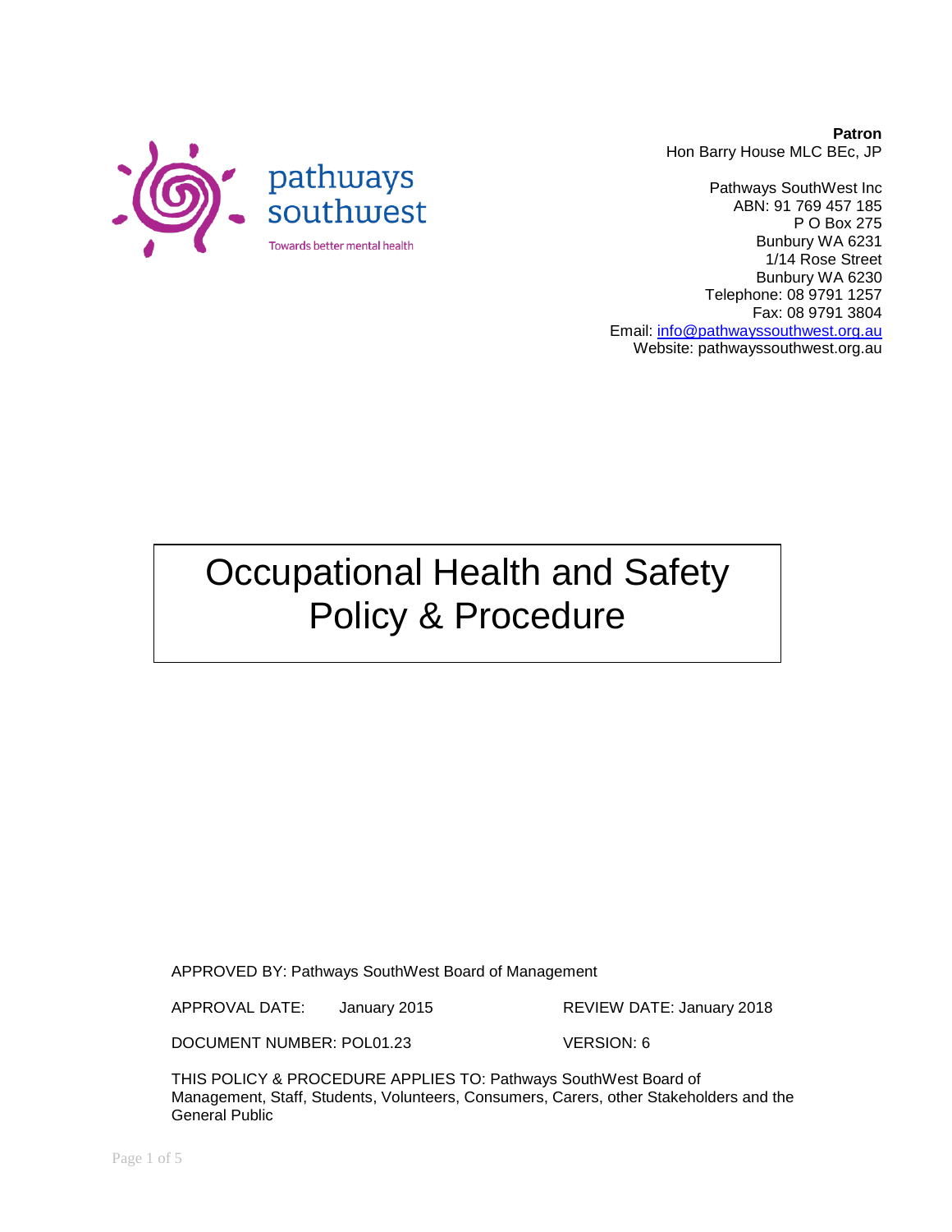pathways southwest

Towards better mental health

**Patron**
Hon Barry House MLC BEc, JP

Pathways SouthWest Inc
ABN: 91 769 457 185
P O Box 275
Bunbury WA 6231
1/14 Rose Street
Bunbury WA 6230
Telephone: 08 9791 1257
Fax: 08 9791 3804
Email: info@pathwayssouthwest.org.au
Website: pathwayssouthwest.org.au

# Occupational Health and Safety Policy & Procedure

APPROVED BY: Pathways SouthWest Board of Management

APPROVAL DATE: January 2015 REVIEW DATE: January 2018

DOCUMENT NUMBER: POL01.23 VERSION: 6

THIS POLICY & PROCEDURE APPLIES TO: Pathways SouthWest Board of Management, Staff, Students, Volunteers, Consumers, Carers, other Stakeholders and the General Public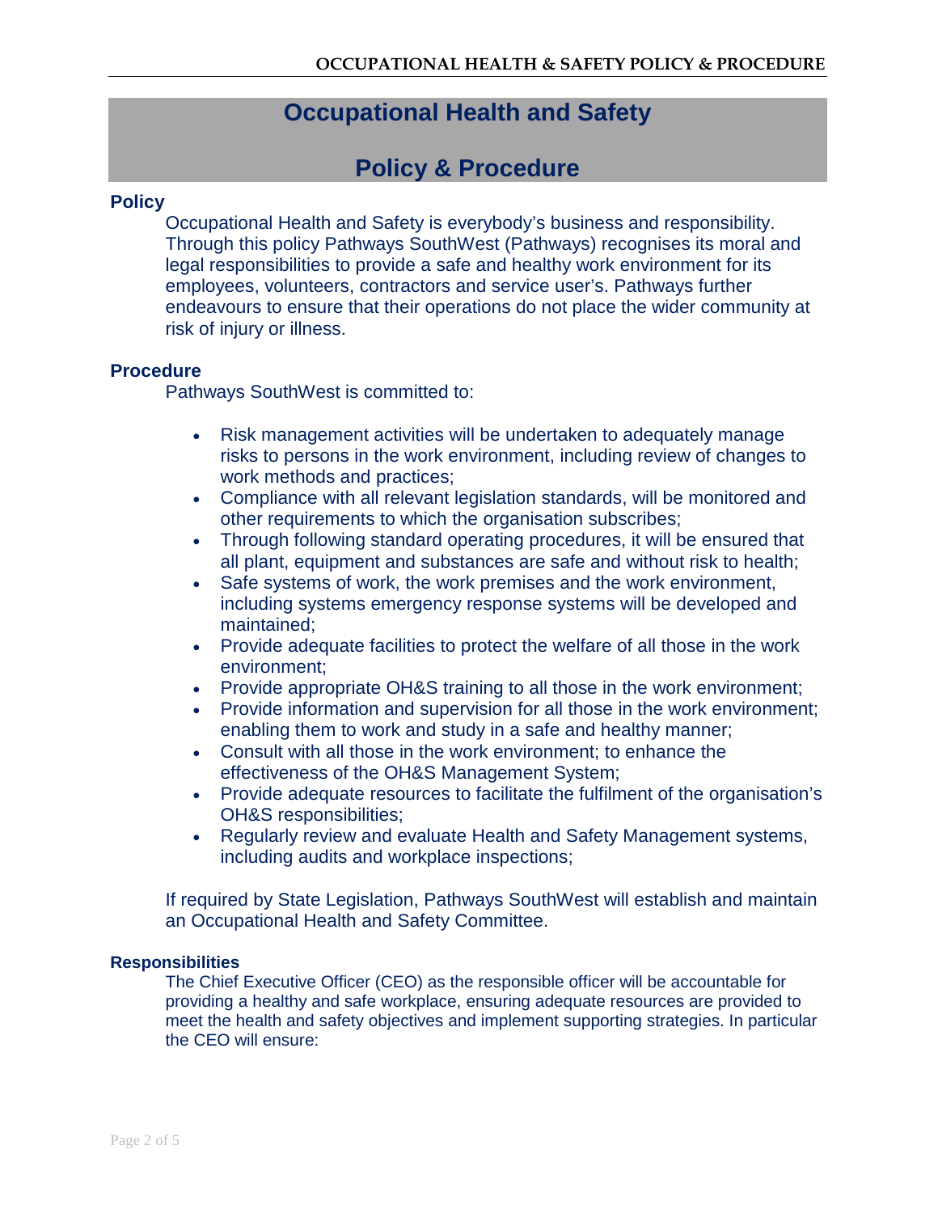# Occupational Health and Safety

# Policy & Procedure

## Policy

Occupational Health and Safety is everybody's business and responsibility. Through this policy Pathways SouthWest (Pathways) recognises its moral and legal responsibilities to provide a safe and healthy work environment for its employees, volunteers, contractors and service user's. Pathways further endeavours to ensure that their operations do not place the wider community at risk of injury or illness.

## Procedure

Pathways SouthWest is committed to:

- Risk management activities will be undertaken to adequately manage risks to persons in the work environment, including review of changes to work methods and practices;
- Compliance with all relevant legislation standards, will be monitored and other requirements to which the organisation subscribes;
- Through following standard operating procedures, it will be ensured that all plant, equipment and substances are safe and without risk to health;
- Safe systems of work, the work premises and the work environment, including systems emergency response systems will be developed and maintained;
- Provide adequate facilities to protect the welfare of all those in the work environment;
- Provide appropriate OH&S training to all those in the work environment;
- Provide information and supervision for all those in the work environment; enabling them to work and study in a safe and healthy manner;
- Consult with all those in the work environment; to enhance the effectiveness of the OH&S Management System;
- Provide adequate resources to facilitate the fulfilment of the organisation's OH&S responsibilities;
- Regularly review and evaluate Health and Safety Management systems, including audits and workplace inspections;

If required by State Legislation, Pathways SouthWest will establish and maintain an Occupational Health and Safety Committee.

### Responsibilities

The Chief Executive Officer (CEO) as the responsible officer will be accountable for providing a healthy and safe workplace, ensuring adequate resources are provided to meet the health and safety objectives and implement supporting strategies. In particular the CEO will ensure: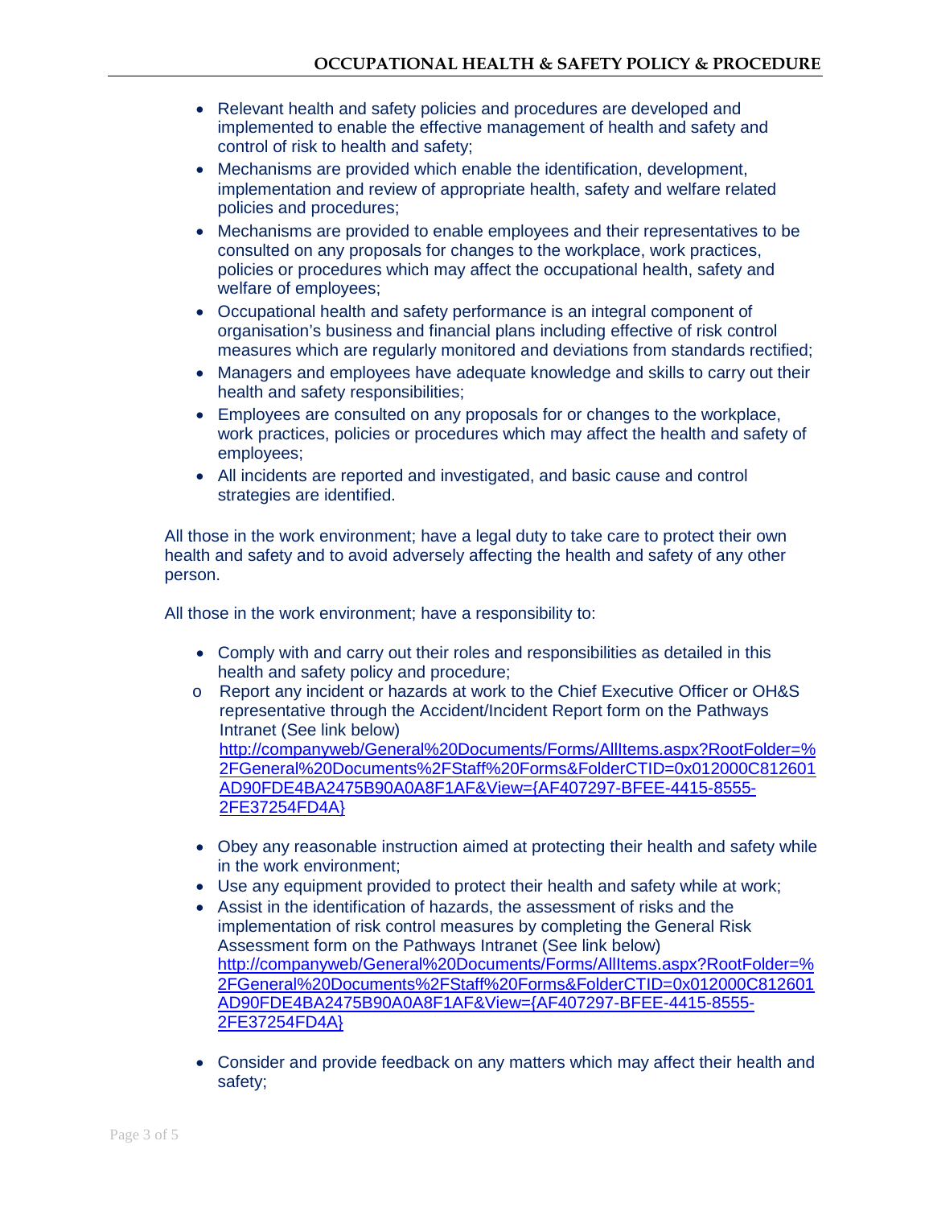- Relevant health and safety policies and procedures are developed and implemented to enable the effective management of health and safety and control of risk to health and safety;
- Mechanisms are provided which enable the identification, development, implementation and review of appropriate health, safety and welfare related policies and procedures;
- Mechanisms are provided to enable employees and their representatives to be consulted on any proposals for changes to the workplace, work practices, policies or procedures which may affect the occupational health, safety and welfare of employees;
- Occupational health and safety performance is an integral component of organisation's business and financial plans including effective of risk control measures which are regularly monitored and deviations from standards rectified;
- Managers and employees have adequate knowledge and skills to carry out their health and safety responsibilities;
- Employees are consulted on any proposals for or changes to the workplace, work practices, policies or procedures which may affect the health and safety of employees;
- All incidents are reported and investigated, and basic cause and control strategies are identified.

All those in the work environment; have a legal duty to take care to protect their own health and safety and to avoid adversely affecting the health and safety of any other person.

All those in the work environment; have a responsibility to:

- Comply with and carry out their roles and responsibilities as detailed in this health and safety policy and procedure;
  - Report any incident or hazards at work to the Chief Executive Officer or OH&S representative through the Accident/Incident Report form on the Pathways Intranet (See link below) http://companyweb/General%20Documents/Forms/AllItems.aspx?RootFolder=%2FGeneral%20Documents%2FStaff%20Forms&FolderCTID=0x012000C812601AD90FDE4BA2475B90A0A8F1AF&View={AF407297-BFEE-4415-8555-2FE37254FD4A}
- Obey any reasonable instruction aimed at protecting their health and safety while in the work environment;
- Use any equipment provided to protect their health and safety while at work;
- Assist in the identification of hazards, the assessment of risks and the implementation of risk control measures by completing the General Risk Assessment form on the Pathways Intranet (See link below) http://companyweb/General%20Documents/Forms/AllItems.aspx?RootFolder=%2FGeneral%20Documents%2FStaff%20Forms&FolderCTID=0x012000C812601AD90FDE4BA2475B90A0A8F1AF&View={AF407297-BFEE-4415-8555-2FE37254FD4A}
- Consider and provide feedback on any matters which may affect their health and safety;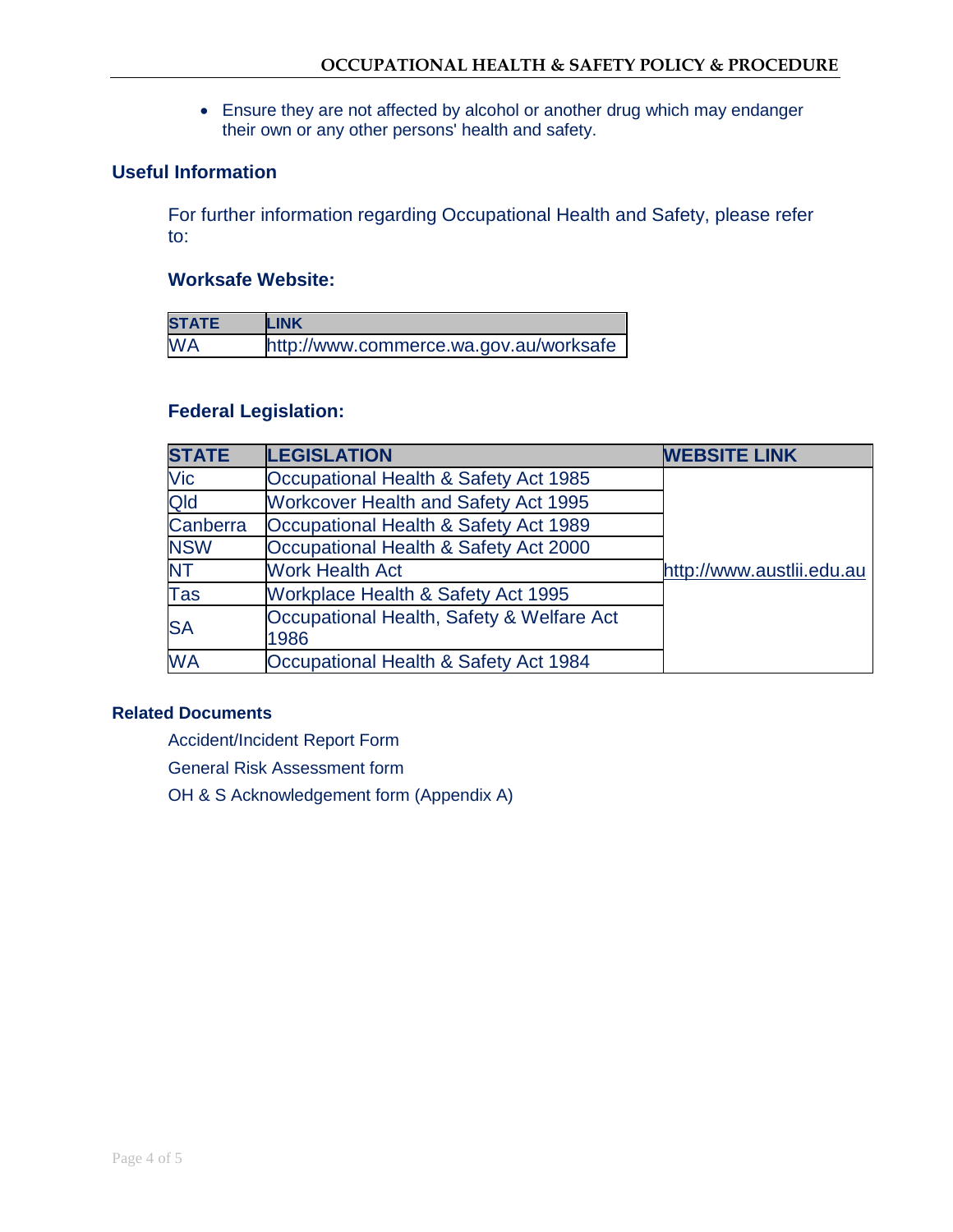- Ensure they are not affected by alcohol or another drug which may endanger their own or any other persons' health and safety.

## Useful Information

For further information regarding Occupational Health and Safety, please refer to:

### Worksafe Website:

| STATE | LINK |
|---|---|
| WA | http://www.commerce.wa.gov.au/worksafe |

### Federal Legislation:

| STATE | LEGISLATION | WEBSITE LINK |
|---|---|---|
| Vic | Occupational Health & Safety Act 1985 | http://www.austlii.edu.au |
| Qld | Workcover Health and Safety Act 1995 | |
| Canberra | Occupational Health & Safety Act 1989 | |
| NSW | Occupational Health & Safety Act 2000 | |
| NT | Work Health Act | |
| Tas | Workplace Health & Safety Act 1995 | |
| SA | Occupational Health, Safety & Welfare Act 1986 | |
| WA | Occupational Health & Safety Act 1984 | |

## Related Documents

Accident/Incident Report Form

General Risk Assessment form

OH & S Acknowledgement form (Appendix A)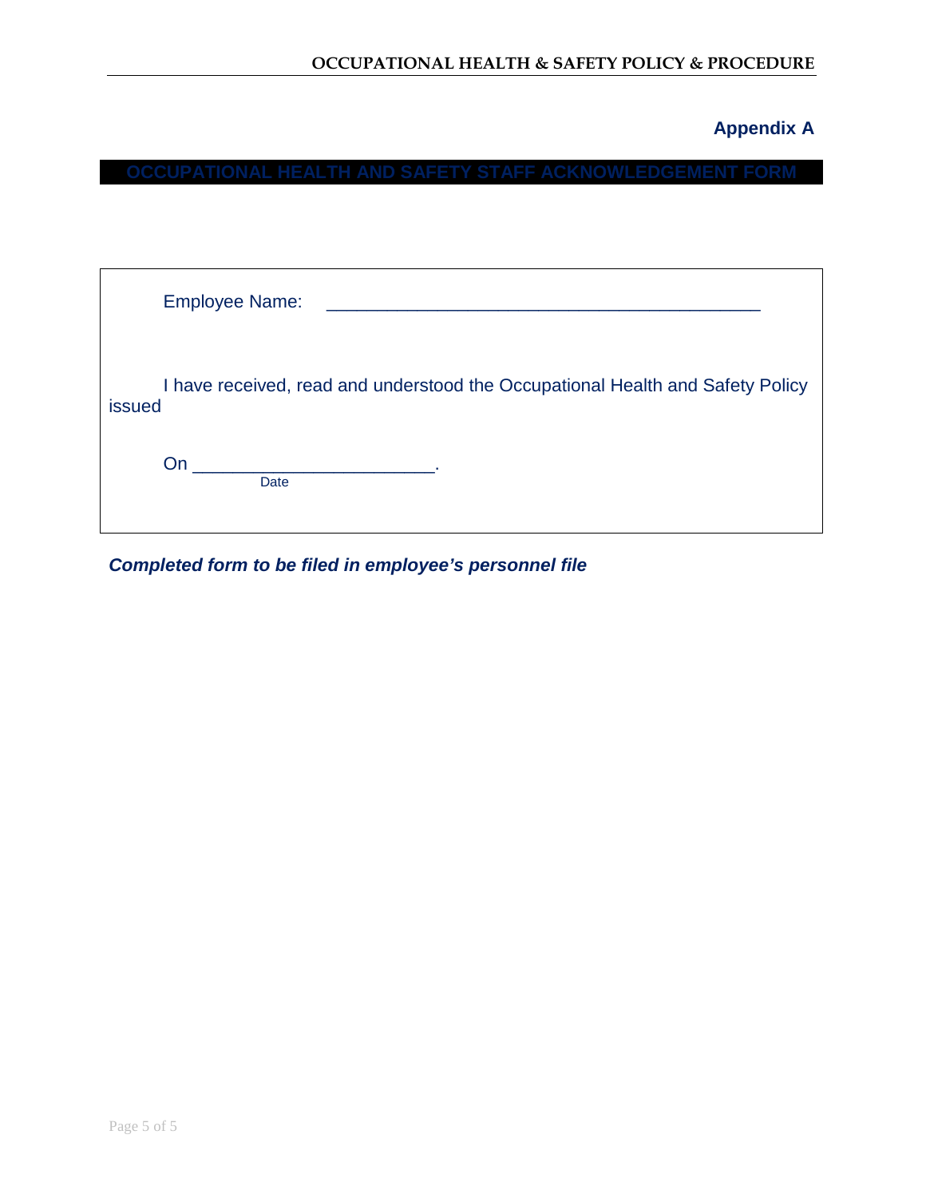**Appendix A**

## OCCUPATIONAL HEALTH AND SAFETY STAFF ACKNOWLEDGEMENT FORM

Employee Name: ___________________________________________

I have received, read and understood the Occupational Health and Safety Policy issued

On ________________________.
Date

***Completed form to be filed in employee's personnel file***